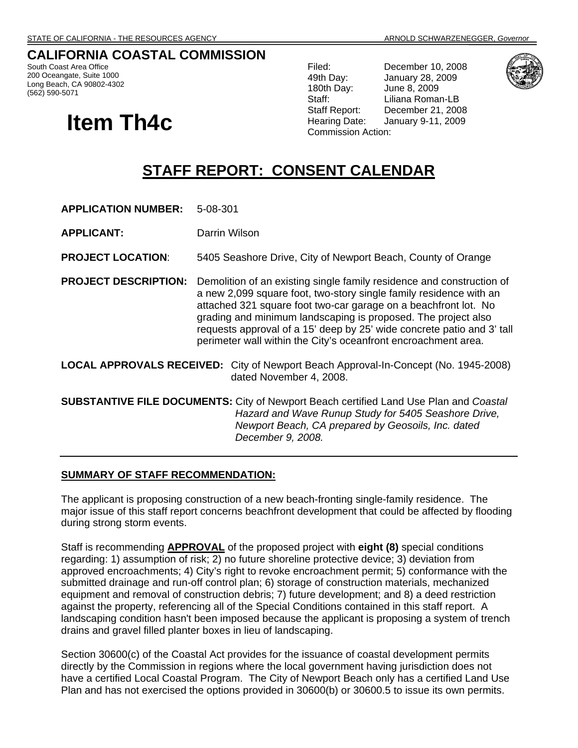STATE OF CALIFORNIA - THE RESOURCES AGENCY ARNOLD SCHWARZENEGGER, *Governor*

**CALIFORNIA COASTAL COMMISSION**
South Coast Area Office
200 Oceangate, Suite 1000
Long Beach, CA 90802-4302
(562) 590-5071

# Item Th4c

| | |
|---|---|
| Filed: | December 10, 2008 |
| 49th Day: | January 28, 2009 |
| 180th Day: | June 8, 2009 |
| Staff: | Liliana Roman-LB |
| Staff Report: | December 21, 2008 |
| Hearing Date: | January 9-11, 2009 |
| Commission Action: | |

## STAFF REPORT: CONSENT CALENDAR

**APPLICATION NUMBER:** 5-08-301

**APPLICANT:** Darrin Wilson

**PROJECT LOCATION:** 5405 Seashore Drive, City of Newport Beach, County of Orange

**PROJECT DESCRIPTION:** Demolition of an existing single family residence and construction of a new 2,099 square foot, two-story single family residence with an attached 321 square foot two-car garage on a beachfront lot. No grading and minimum landscaping is proposed. The project also requests approval of a 15' deep by 25' wide concrete patio and 3' tall perimeter wall within the City's oceanfront encroachment area.

**LOCAL APPROVALS RECEIVED:** City of Newport Beach Approval-In-Concept (No. 1945-2008) dated November 4, 2008.

**SUBSTANTIVE FILE DOCUMENTS:** City of Newport Beach certified Land Use Plan and *Coastal Hazard and Wave Runup Study for 5405 Seashore Drive, Newport Beach, CA prepared by Geosoils, Inc. dated December 9, 2008.*

---

**SUMMARY OF STAFF RECOMMENDATION:**

The applicant is proposing construction of a new beach-fronting single-family residence. The major issue of this staff report concerns beachfront development that could be affected by flooding during strong storm events.

Staff is recommending **APPROVAL** of the proposed project with **eight (8)** special conditions regarding: 1) assumption of risk; 2) no future shoreline protective device; 3) deviation from approved encroachments; 4) City's right to revoke encroachment permit; 5) conformance with the submitted drainage and run-off control plan; 6) storage of construction materials, mechanized equipment and removal of construction debris; 7) future development; and 8) a deed restriction against the property, referencing all of the Special Conditions contained in this staff report. A landscaping condition hasn't been imposed because the applicant is proposing a system of trench drains and gravel filled planter boxes in lieu of landscaping.

Section 30600(c) of the Coastal Act provides for the issuance of coastal development permits directly by the Commission in regions where the local government having jurisdiction does not have a certified Local Coastal Program. The City of Newport Beach only has a certified Land Use Plan and has not exercised the options provided in 30600(b) or 30600.5 to issue its own permits.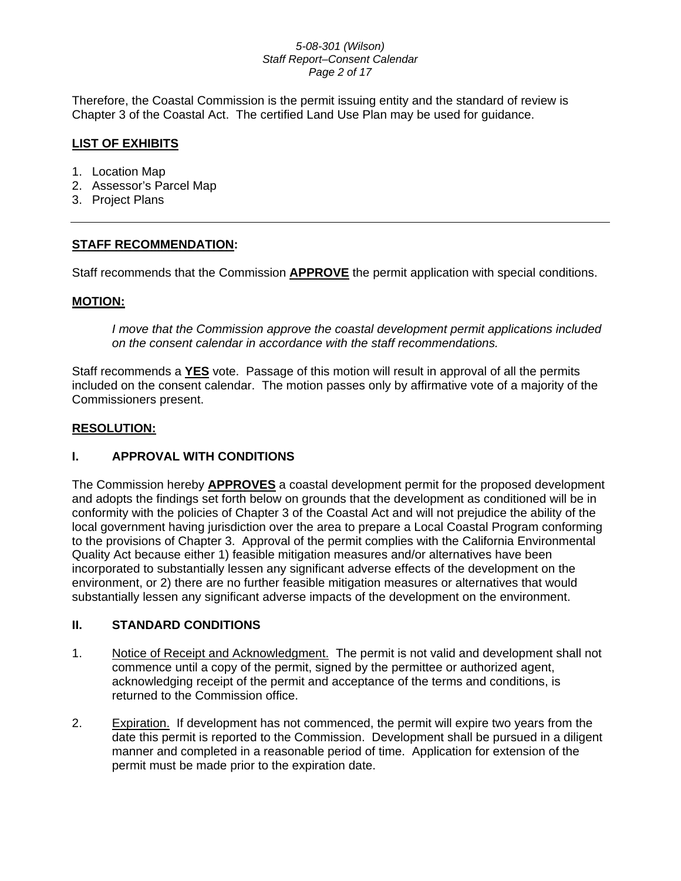Therefore, the Coastal Commission is the permit issuing entity and the standard of review is Chapter 3 of the Coastal Act. The certified Land Use Plan may be used for guidance.

## LIST OF EXHIBITS

1. Location Map
2. Assessor's Parcel Map
3. Project Plans

---

## STAFF RECOMMENDATION:

Staff recommends that the Commission **APPROVE** the permit application with special conditions.

## MOTION:

> *I move that the Commission approve the coastal development permit applications included on the consent calendar in accordance with the staff recommendations.*

Staff recommends a **YES** vote. Passage of this motion will result in approval of all the permits included on the consent calendar. The motion passes only by affirmative vote of a majority of the Commissioners present.

## RESOLUTION:

### I. APPROVAL WITH CONDITIONS

The Commission hereby **APPROVES** a coastal development permit for the proposed development and adopts the findings set forth below on grounds that the development as conditioned will be in conformity with the policies of Chapter 3 of the Coastal Act and will not prejudice the ability of the local government having jurisdiction over the area to prepare a Local Coastal Program conforming to the provisions of Chapter 3. Approval of the permit complies with the California Environmental Quality Act because either 1) feasible mitigation measures and/or alternatives have been incorporated to substantially lessen any significant adverse effects of the development on the environment, or 2) there are no further feasible mitigation measures or alternatives that would substantially lessen any significant adverse impacts of the development on the environment.

### II. STANDARD CONDITIONS

1. Notice of Receipt and Acknowledgment. The permit is not valid and development shall not commence until a copy of the permit, signed by the permittee or authorized agent, acknowledging receipt of the permit and acceptance of the terms and conditions, is returned to the Commission office.

2. Expiration. If development has not commenced, the permit will expire two years from the date this permit is reported to the Commission. Development shall be pursued in a diligent manner and completed in a reasonable period of time. Application for extension of the permit must be made prior to the expiration date.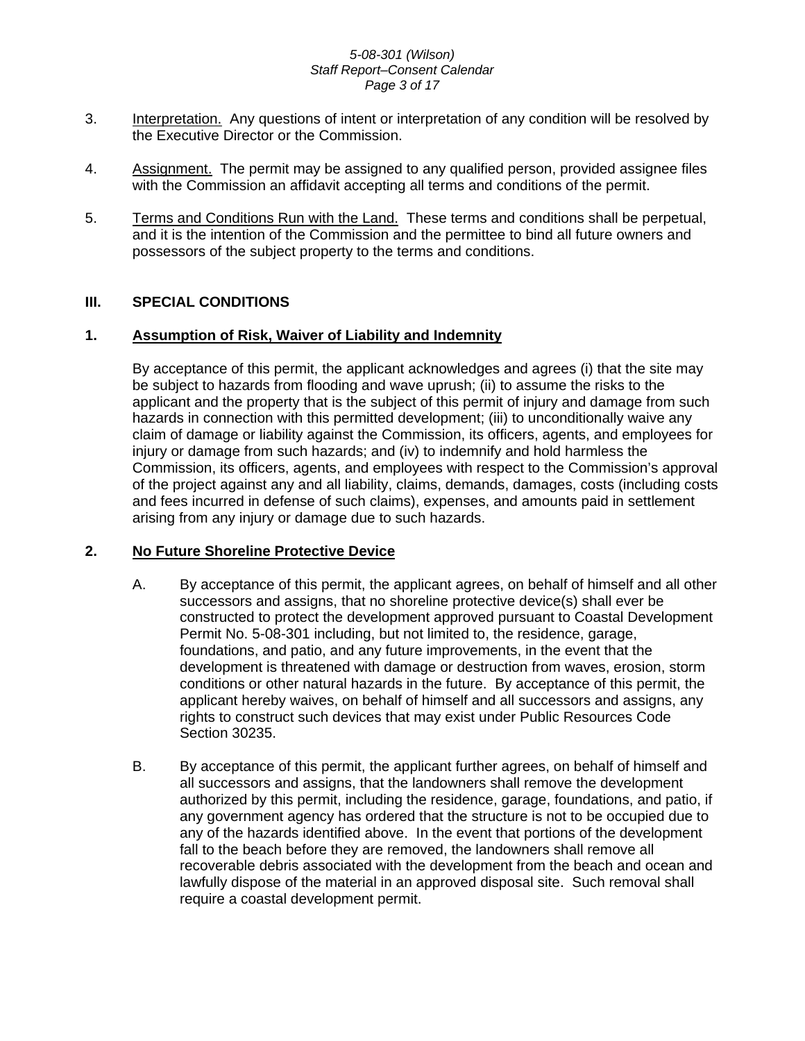3. Interpretation. Any questions of intent or interpretation of any condition will be resolved by the Executive Director or the Commission.

4. Assignment. The permit may be assigned to any qualified person, provided assignee files with the Commission an affidavit accepting all terms and conditions of the permit.

5. Terms and Conditions Run with the Land. These terms and conditions shall be perpetual, and it is the intention of the Commission and the permittee to bind all future owners and possessors of the subject property to the terms and conditions.

## III. SPECIAL CONDITIONS

### 1. Assumption of Risk, Waiver of Liability and Indemnity

By acceptance of this permit, the applicant acknowledges and agrees (i) that the site may be subject to hazards from flooding and wave uprush; (ii) to assume the risks to the applicant and the property that is the subject of this permit of injury and damage from such hazards in connection with this permitted development; (iii) to unconditionally waive any claim of damage or liability against the Commission, its officers, agents, and employees for injury or damage from such hazards; and (iv) to indemnify and hold harmless the Commission, its officers, agents, and employees with respect to the Commission's approval of the project against any and all liability, claims, demands, damages, costs (including costs and fees incurred in defense of such claims), expenses, and amounts paid in settlement arising from any injury or damage due to such hazards.

### 2. No Future Shoreline Protective Device

A. By acceptance of this permit, the applicant agrees, on behalf of himself and all other successors and assigns, that no shoreline protective device(s) shall ever be constructed to protect the development approved pursuant to Coastal Development Permit No. 5-08-301 including, but not limited to, the residence, garage, foundations, and patio, and any future improvements, in the event that the development is threatened with damage or destruction from waves, erosion, storm conditions or other natural hazards in the future. By acceptance of this permit, the applicant hereby waives, on behalf of himself and all successors and assigns, any rights to construct such devices that may exist under Public Resources Code Section 30235.

B. By acceptance of this permit, the applicant further agrees, on behalf of himself and all successors and assigns, that the landowners shall remove the development authorized by this permit, including the residence, garage, foundations, and patio, if any government agency has ordered that the structure is not to be occupied due to any of the hazards identified above. In the event that portions of the development fall to the beach before they are removed, the landowners shall remove all recoverable debris associated with the development from the beach and ocean and lawfully dispose of the material in an approved disposal site. Such removal shall require a coastal development permit.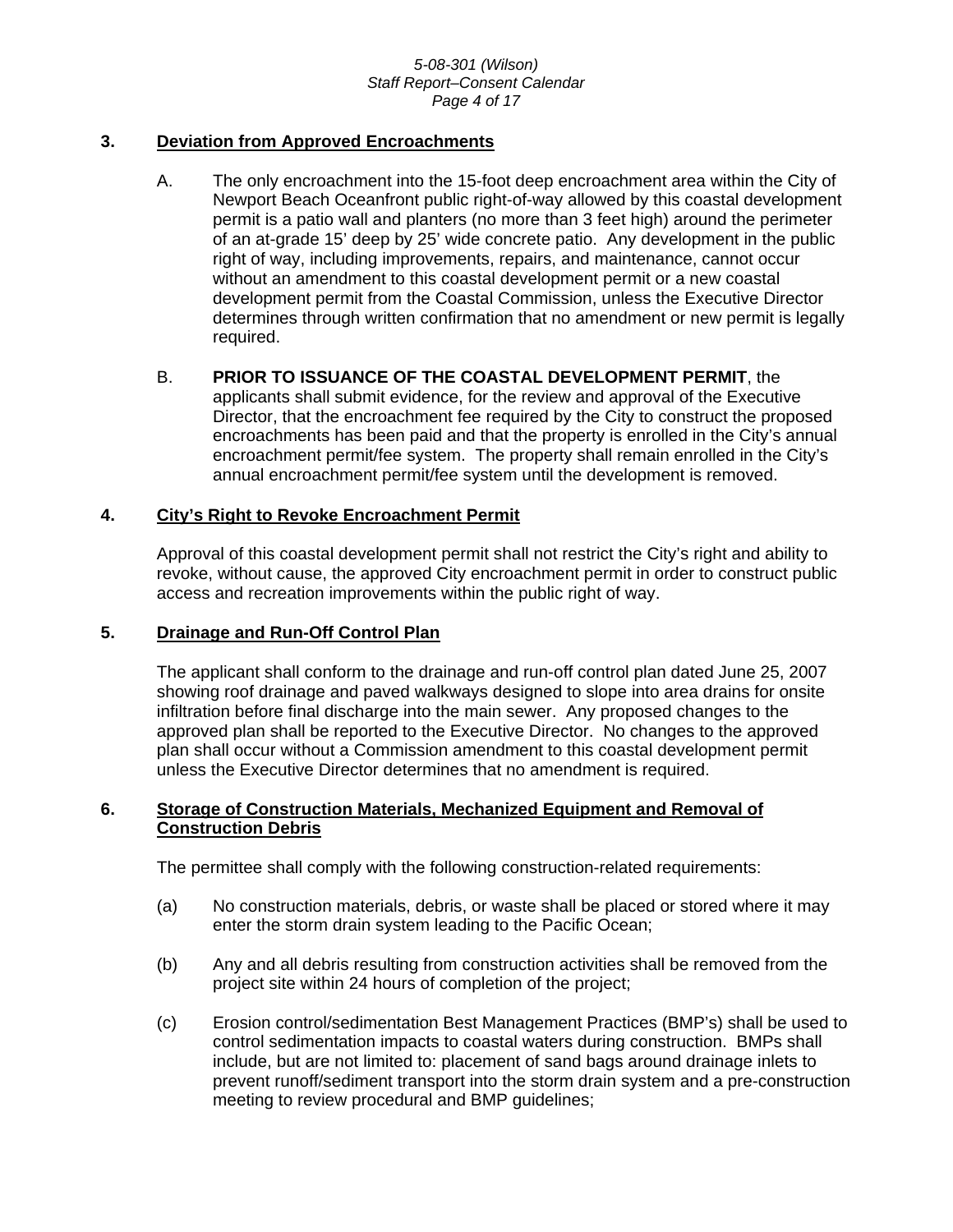### 3. Deviation from Approved Encroachments

A. The only encroachment into the 15-foot deep encroachment area within the City of Newport Beach Oceanfront public right-of-way allowed by this coastal development permit is a patio wall and planters (no more than 3 feet high) around the perimeter of an at-grade 15' deep by 25' wide concrete patio. Any development in the public right of way, including improvements, repairs, and maintenance, cannot occur without an amendment to this coastal development permit or a new coastal development permit from the Coastal Commission, unless the Executive Director determines through written confirmation that no amendment or new permit is legally required.

B. **PRIOR TO ISSUANCE OF THE COASTAL DEVELOPMENT PERMIT**, the applicants shall submit evidence, for the review and approval of the Executive Director, that the encroachment fee required by the City to construct the proposed encroachments has been paid and that the property is enrolled in the City's annual encroachment permit/fee system. The property shall remain enrolled in the City's annual encroachment permit/fee system until the development is removed.

### 4. City's Right to Revoke Encroachment Permit

Approval of this coastal development permit shall not restrict the City's right and ability to revoke, without cause, the approved City encroachment permit in order to construct public access and recreation improvements within the public right of way.

### 5. Drainage and Run-Off Control Plan

The applicant shall conform to the drainage and run-off control plan dated June 25, 2007 showing roof drainage and paved walkways designed to slope into area drains for onsite infiltration before final discharge into the main sewer. Any proposed changes to the approved plan shall be reported to the Executive Director. No changes to the approved plan shall occur without a Commission amendment to this coastal development permit unless the Executive Director determines that no amendment is required.

### 6. Storage of Construction Materials, Mechanized Equipment and Removal of Construction Debris

The permittee shall comply with the following construction-related requirements:

(a) No construction materials, debris, or waste shall be placed or stored where it may enter the storm drain system leading to the Pacific Ocean;

(b) Any and all debris resulting from construction activities shall be removed from the project site within 24 hours of completion of the project;

(c) Erosion control/sedimentation Best Management Practices (BMP's) shall be used to control sedimentation impacts to coastal waters during construction. BMPs shall include, but are not limited to: placement of sand bags around drainage inlets to prevent runoff/sediment transport into the storm drain system and a pre-construction meeting to review procedural and BMP guidelines;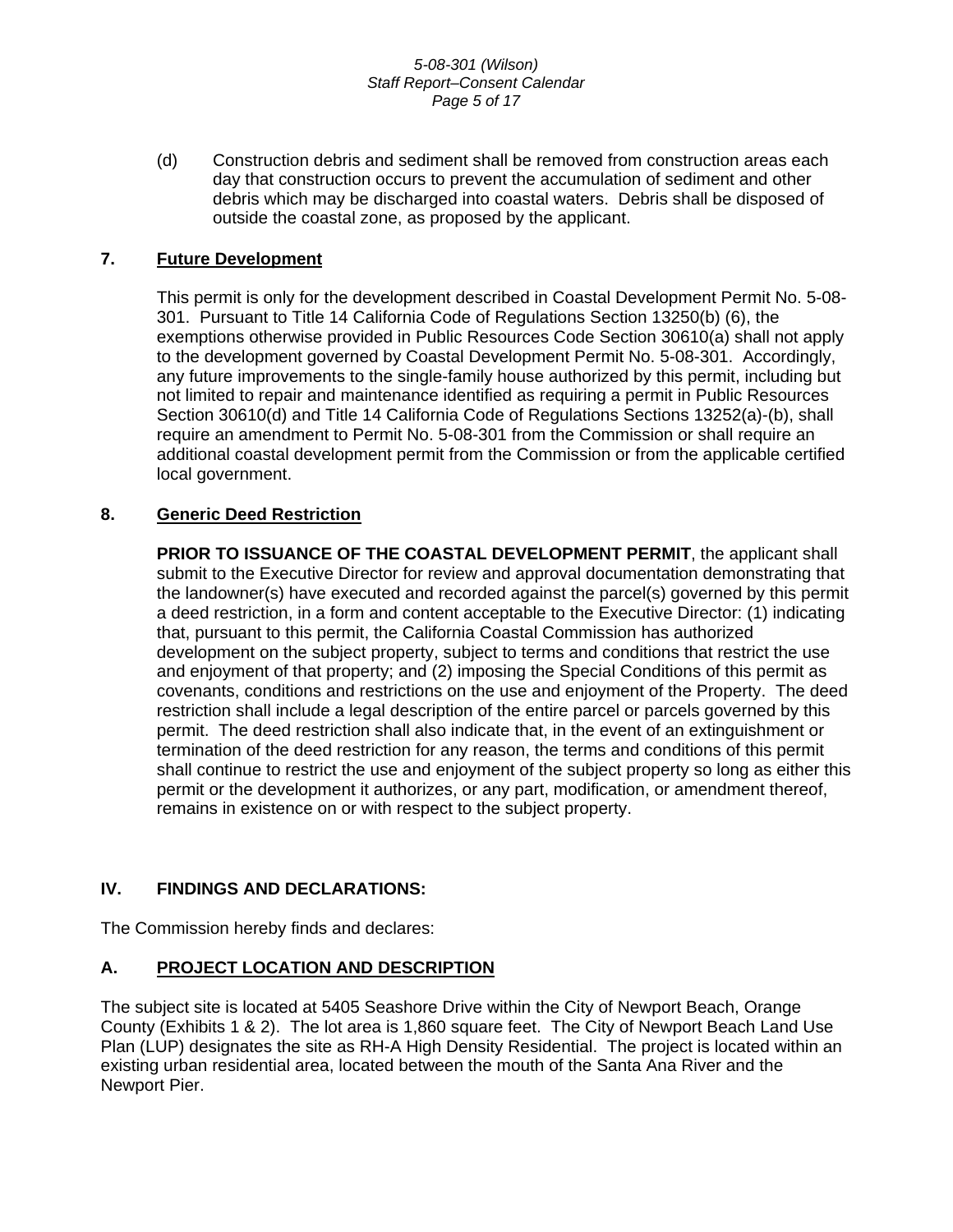(d) Construction debris and sediment shall be removed from construction areas each day that construction occurs to prevent the accumulation of sediment and other debris which may be discharged into coastal waters. Debris shall be disposed of outside the coastal zone, as proposed by the applicant.

### 7. Future Development

This permit is only for the development described in Coastal Development Permit No. 5-08-301. Pursuant to Title 14 California Code of Regulations Section 13250(b) (6), the exemptions otherwise provided in Public Resources Code Section 30610(a) shall not apply to the development governed by Coastal Development Permit No. 5-08-301. Accordingly, any future improvements to the single-family house authorized by this permit, including but not limited to repair and maintenance identified as requiring a permit in Public Resources Section 30610(d) and Title 14 California Code of Regulations Sections 13252(a)-(b), shall require an amendment to Permit No. 5-08-301 from the Commission or shall require an additional coastal development permit from the Commission or from the applicable certified local government.

### 8. Generic Deed Restriction

**PRIOR TO ISSUANCE OF THE COASTAL DEVELOPMENT PERMIT**, the applicant shall submit to the Executive Director for review and approval documentation demonstrating that the landowner(s) have executed and recorded against the parcel(s) governed by this permit a deed restriction, in a form and content acceptable to the Executive Director: (1) indicating that, pursuant to this permit, the California Coastal Commission has authorized development on the subject property, subject to terms and conditions that restrict the use and enjoyment of that property; and (2) imposing the Special Conditions of this permit as covenants, conditions and restrictions on the use and enjoyment of the Property. The deed restriction shall include a legal description of the entire parcel or parcels governed by this permit. The deed restriction shall also indicate that, in the event of an extinguishment or termination of the deed restriction for any reason, the terms and conditions of this permit shall continue to restrict the use and enjoyment of the subject property so long as either this permit or the development it authorizes, or any part, modification, or amendment thereof, remains in existence on or with respect to the subject property.

## IV. FINDINGS AND DECLARATIONS:

The Commission hereby finds and declares:

### A. PROJECT LOCATION AND DESCRIPTION

The subject site is located at 5405 Seashore Drive within the City of Newport Beach, Orange County (Exhibits 1 & 2). The lot area is 1,860 square feet. The City of Newport Beach Land Use Plan (LUP) designates the site as RH-A High Density Residential. The project is located within an existing urban residential area, located between the mouth of the Santa Ana River and the Newport Pier.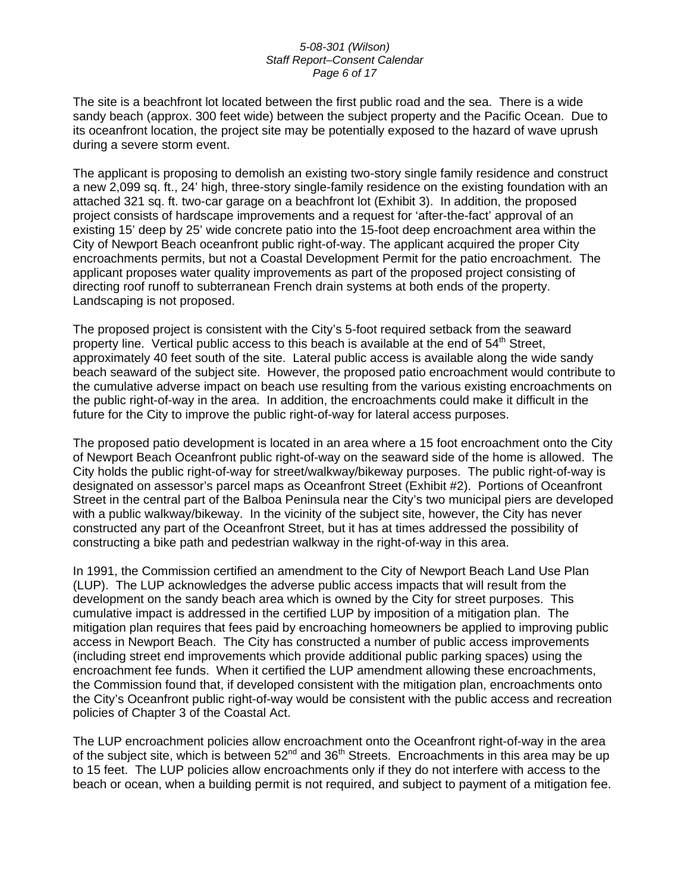The site is a beachfront lot located between the first public road and the sea. There is a wide sandy beach (approx. 300 feet wide) between the subject property and the Pacific Ocean. Due to its oceanfront location, the project site may be potentially exposed to the hazard of wave uprush during a severe storm event.

The applicant is proposing to demolish an existing two-story single family residence and construct a new 2,099 sq. ft., 24' high, three-story single-family residence on the existing foundation with an attached 321 sq. ft. two-car garage on a beachfront lot (Exhibit 3). In addition, the proposed project consists of hardscape improvements and a request for 'after-the-fact' approval of an existing 15' deep by 25' wide concrete patio into the 15-foot deep encroachment area within the City of Newport Beach oceanfront public right-of-way. The applicant acquired the proper City encroachments permits, but not a Coastal Development Permit for the patio encroachment. The applicant proposes water quality improvements as part of the proposed project consisting of directing roof runoff to subterranean French drain systems at both ends of the property. Landscaping is not proposed.

The proposed project is consistent with the City's 5-foot required setback from the seaward property line. Vertical public access to this beach is available at the end of 54th Street, approximately 40 feet south of the site. Lateral public access is available along the wide sandy beach seaward of the subject site. However, the proposed patio encroachment would contribute to the cumulative adverse impact on beach use resulting from the various existing encroachments on the public right-of-way in the area. In addition, the encroachments could make it difficult in the future for the City to improve the public right-of-way for lateral access purposes.

The proposed patio development is located in an area where a 15 foot encroachment onto the City of Newport Beach Oceanfront public right-of-way on the seaward side of the home is allowed. The City holds the public right-of-way for street/walkway/bikeway purposes. The public right-of-way is designated on assessor's parcel maps as Oceanfront Street (Exhibit #2). Portions of Oceanfront Street in the central part of the Balboa Peninsula near the City's two municipal piers are developed with a public walkway/bikeway. In the vicinity of the subject site, however, the City has never constructed any part of the Oceanfront Street, but it has at times addressed the possibility of constructing a bike path and pedestrian walkway in the right-of-way in this area.

In 1991, the Commission certified an amendment to the City of Newport Beach Land Use Plan (LUP). The LUP acknowledges the adverse public access impacts that will result from the development on the sandy beach area which is owned by the City for street purposes. This cumulative impact is addressed in the certified LUP by imposition of a mitigation plan. The mitigation plan requires that fees paid by encroaching homeowners be applied to improving public access in Newport Beach. The City has constructed a number of public access improvements (including street end improvements which provide additional public parking spaces) using the encroachment fee funds. When it certified the LUP amendment allowing these encroachments, the Commission found that, if developed consistent with the mitigation plan, encroachments onto the City's Oceanfront public right-of-way would be consistent with the public access and recreation policies of Chapter 3 of the Coastal Act.

The LUP encroachment policies allow encroachment onto the Oceanfront right-of-way in the area of the subject site, which is between 52nd and 36th Streets. Encroachments in this area may be up to 15 feet. The LUP policies allow encroachments only if they do not interfere with access to the beach or ocean, when a building permit is not required, and subject to payment of a mitigation fee.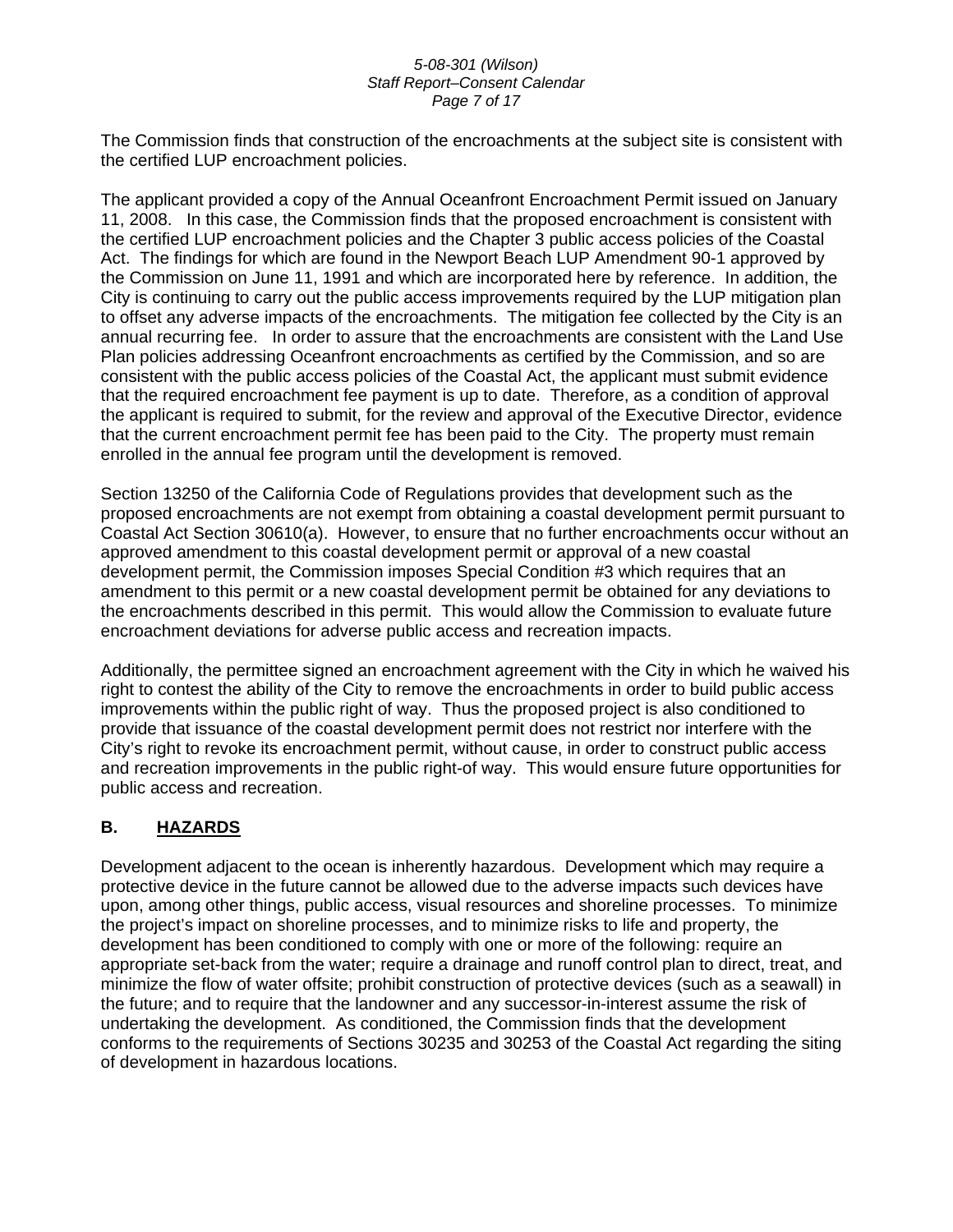The Commission finds that construction of the encroachments at the subject site is consistent with the certified LUP encroachment policies.

The applicant provided a copy of the Annual Oceanfront Encroachment Permit issued on January 11, 2008. In this case, the Commission finds that the proposed encroachment is consistent with the certified LUP encroachment policies and the Chapter 3 public access policies of the Coastal Act. The findings for which are found in the Newport Beach LUP Amendment 90-1 approved by the Commission on June 11, 1991 and which are incorporated here by reference. In addition, the City is continuing to carry out the public access improvements required by the LUP mitigation plan to offset any adverse impacts of the encroachments. The mitigation fee collected by the City is an annual recurring fee. In order to assure that the encroachments are consistent with the Land Use Plan policies addressing Oceanfront encroachments as certified by the Commission, and so are consistent with the public access policies of the Coastal Act, the applicant must submit evidence that the required encroachment fee payment is up to date. Therefore, as a condition of approval the applicant is required to submit, for the review and approval of the Executive Director, evidence that the current encroachment permit fee has been paid to the City. The property must remain enrolled in the annual fee program until the development is removed.

Section 13250 of the California Code of Regulations provides that development such as the proposed encroachments are not exempt from obtaining a coastal development permit pursuant to Coastal Act Section 30610(a). However, to ensure that no further encroachments occur without an approved amendment to this coastal development permit or approval of a new coastal development permit, the Commission imposes Special Condition #3 which requires that an amendment to this permit or a new coastal development permit be obtained for any deviations to the encroachments described in this permit. This would allow the Commission to evaluate future encroachment deviations for adverse public access and recreation impacts.

Additionally, the permittee signed an encroachment agreement with the City in which he waived his right to contest the ability of the City to remove the encroachments in order to build public access improvements within the public right of way. Thus the proposed project is also conditioned to provide that issuance of the coastal development permit does not restrict nor interfere with the City's right to revoke its encroachment permit, without cause, in order to construct public access and recreation improvements in the public right-of way. This would ensure future opportunities for public access and recreation.

## B. HAZARDS

Development adjacent to the ocean is inherently hazardous. Development which may require a protective device in the future cannot be allowed due to the adverse impacts such devices have upon, among other things, public access, visual resources and shoreline processes. To minimize the project's impact on shoreline processes, and to minimize risks to life and property, the development has been conditioned to comply with one or more of the following: require an appropriate set-back from the water; require a drainage and runoff control plan to direct, treat, and minimize the flow of water offsite; prohibit construction of protective devices (such as a seawall) in the future; and to require that the landowner and any successor-in-interest assume the risk of undertaking the development. As conditioned, the Commission finds that the development conforms to the requirements of Sections 30235 and 30253 of the Coastal Act regarding the siting of development in hazardous locations.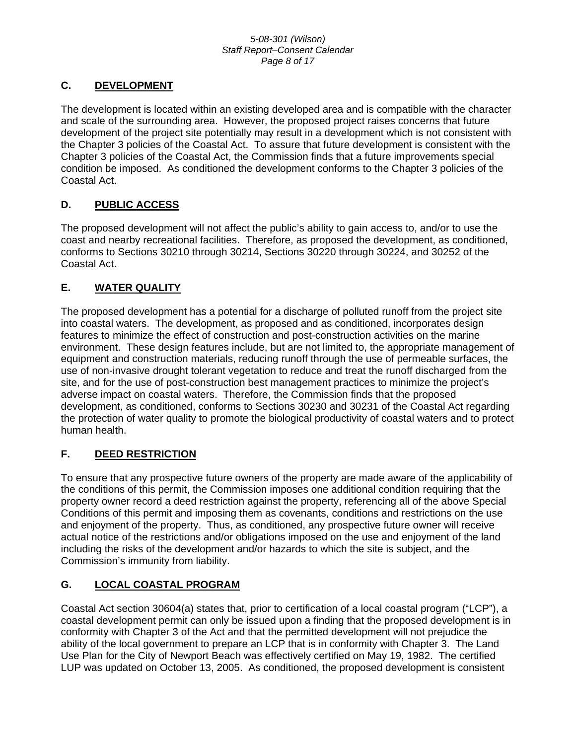## C. DEVELOPMENT

The development is located within an existing developed area and is compatible with the character and scale of the surrounding area. However, the proposed project raises concerns that future development of the project site potentially may result in a development which is not consistent with the Chapter 3 policies of the Coastal Act. To assure that future development is consistent with the Chapter 3 policies of the Coastal Act, the Commission finds that a future improvements special condition be imposed. As conditioned the development conforms to the Chapter 3 policies of the Coastal Act.

## D. PUBLIC ACCESS

The proposed development will not affect the public's ability to gain access to, and/or to use the coast and nearby recreational facilities. Therefore, as proposed the development, as conditioned, conforms to Sections 30210 through 30214, Sections 30220 through 30224, and 30252 of the Coastal Act.

## E. WATER QUALITY

The proposed development has a potential for a discharge of polluted runoff from the project site into coastal waters. The development, as proposed and as conditioned, incorporates design features to minimize the effect of construction and post-construction activities on the marine environment. These design features include, but are not limited to, the appropriate management of equipment and construction materials, reducing runoff through the use of permeable surfaces, the use of non-invasive drought tolerant vegetation to reduce and treat the runoff discharged from the site, and for the use of post-construction best management practices to minimize the project's adverse impact on coastal waters. Therefore, the Commission finds that the proposed development, as conditioned, conforms to Sections 30230 and 30231 of the Coastal Act regarding the protection of water quality to promote the biological productivity of coastal waters and to protect human health.

## F. DEED RESTRICTION

To ensure that any prospective future owners of the property are made aware of the applicability of the conditions of this permit, the Commission imposes one additional condition requiring that the property owner record a deed restriction against the property, referencing all of the above Special Conditions of this permit and imposing them as covenants, conditions and restrictions on the use and enjoyment of the property. Thus, as conditioned, any prospective future owner will receive actual notice of the restrictions and/or obligations imposed on the use and enjoyment of the land including the risks of the development and/or hazards to which the site is subject, and the Commission's immunity from liability.

## G. LOCAL COASTAL PROGRAM

Coastal Act section 30604(a) states that, prior to certification of a local coastal program ("LCP"), a coastal development permit can only be issued upon a finding that the proposed development is in conformity with Chapter 3 of the Act and that the permitted development will not prejudice the ability of the local government to prepare an LCP that is in conformity with Chapter 3. The Land Use Plan for the City of Newport Beach was effectively certified on May 19, 1982. The certified LUP was updated on October 13, 2005. As conditioned, the proposed development is consistent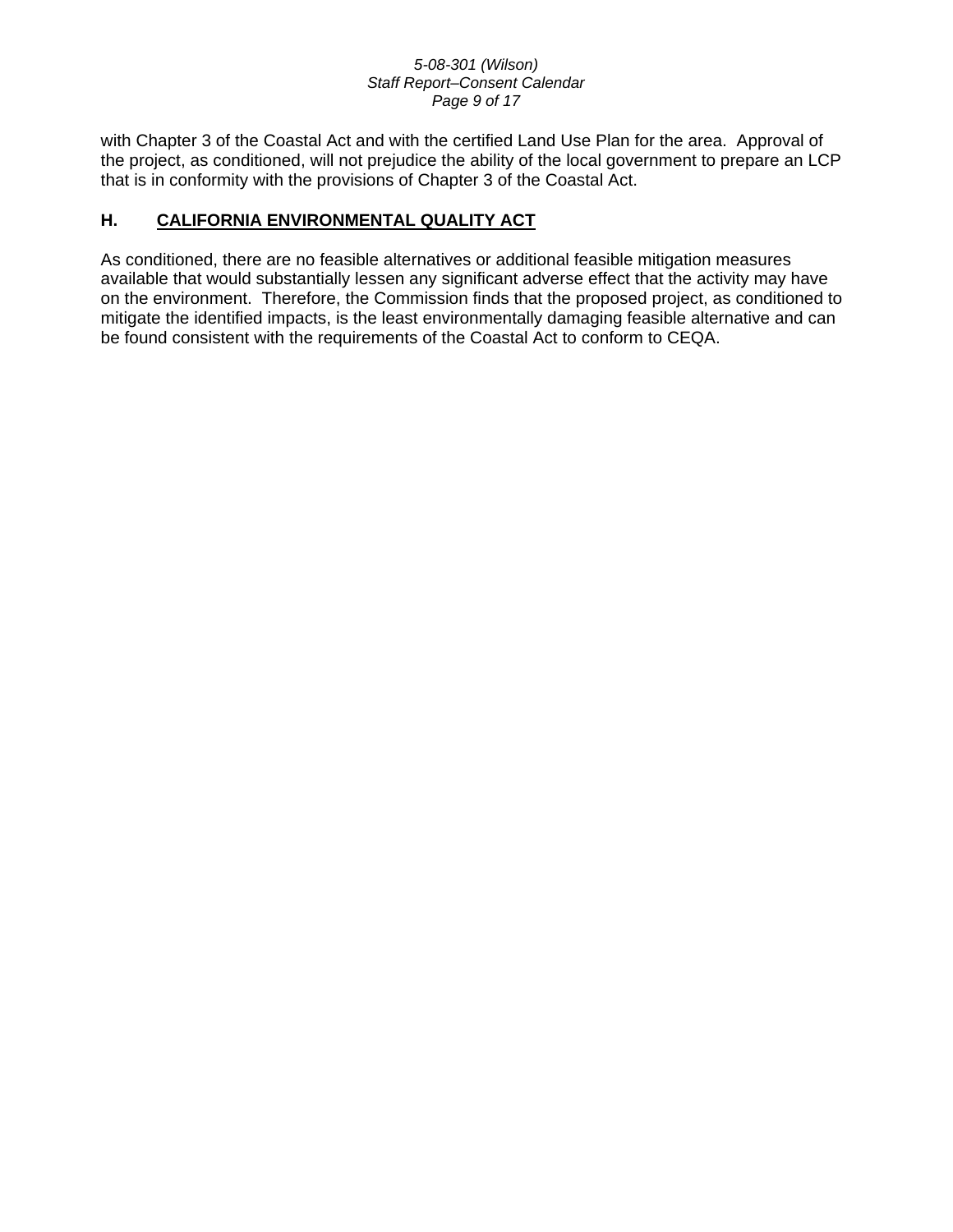with Chapter 3 of the Coastal Act and with the certified Land Use Plan for the area. Approval of the project, as conditioned, will not prejudice the ability of the local government to prepare an LCP that is in conformity with the provisions of Chapter 3 of the Coastal Act.

## H. CALIFORNIA ENVIRONMENTAL QUALITY ACT

As conditioned, there are no feasible alternatives or additional feasible mitigation measures available that would substantially lessen any significant adverse effect that the activity may have on the environment. Therefore, the Commission finds that the proposed project, as conditioned to mitigate the identified impacts, is the least environmentally damaging feasible alternative and can be found consistent with the requirements of the Coastal Act to conform to CEQA.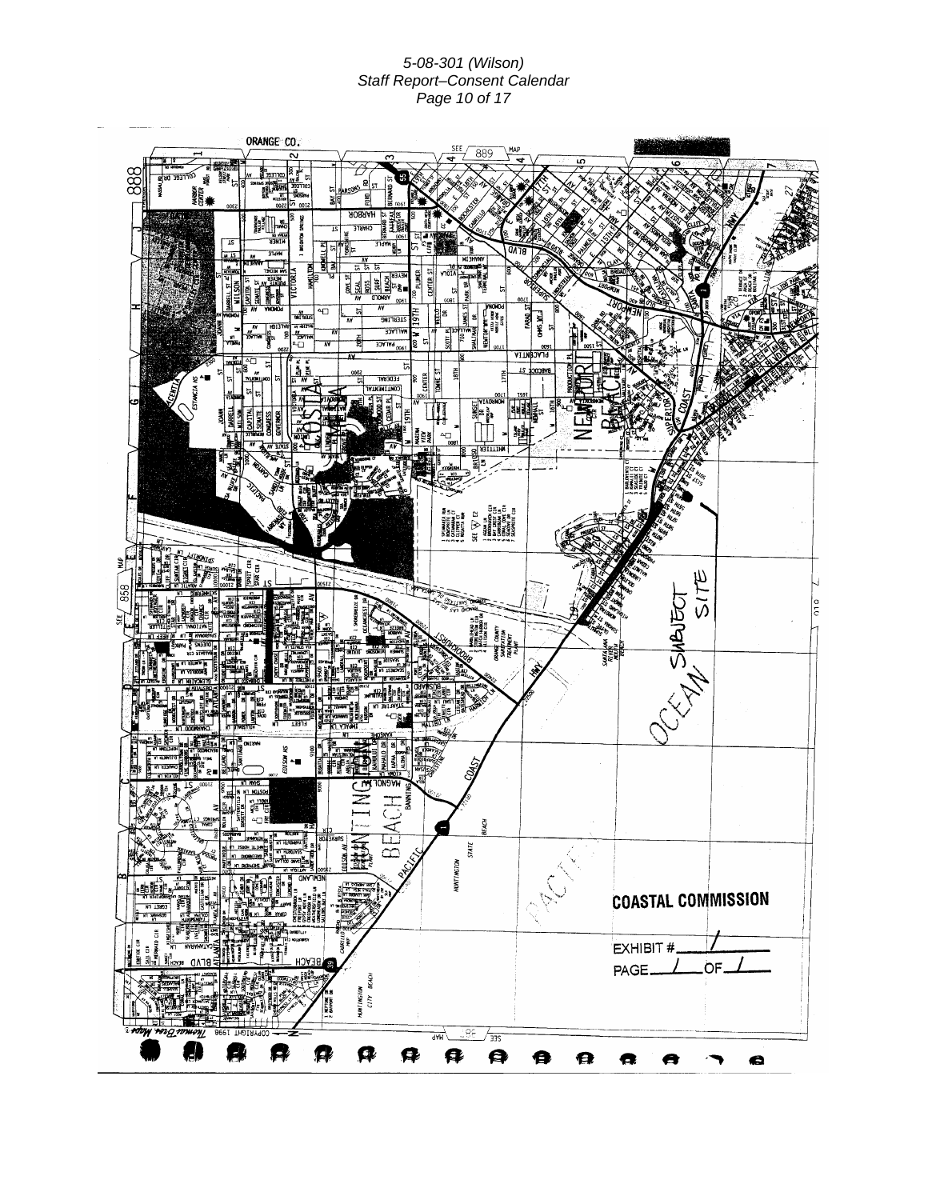ORANGE CO.

SUBJECT SITE

OCEAN

**COASTAL COMMISSION**

EXHIBIT # 1

PAGE 1 OF 1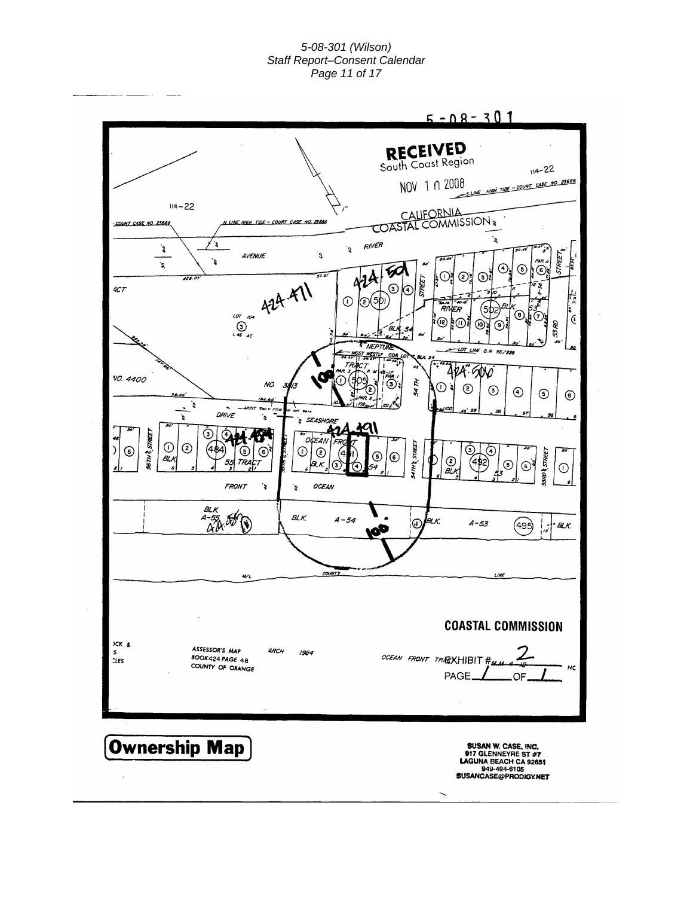5-08-301

RECEIVED
South Coast Region

NOV 1 0 2008

CALIFORNIA
COASTAL COMMISSION

COASTAL COMMISSION

EXHIBIT # 2

PAGE 1 OF 1

ASSESSOR'S MAP
BOOK 424 PAGE 48
COUNTY OF ORANGE

ARCH 1984

OCEAN FRONT TRACT

# Ownership Map

SUSAN W. CASE, INC.
917 GLENNEYRE ST #7
LAGUNA BEACH CA 92651
949-494-6105
SUSANCASE@PRODIGY.NET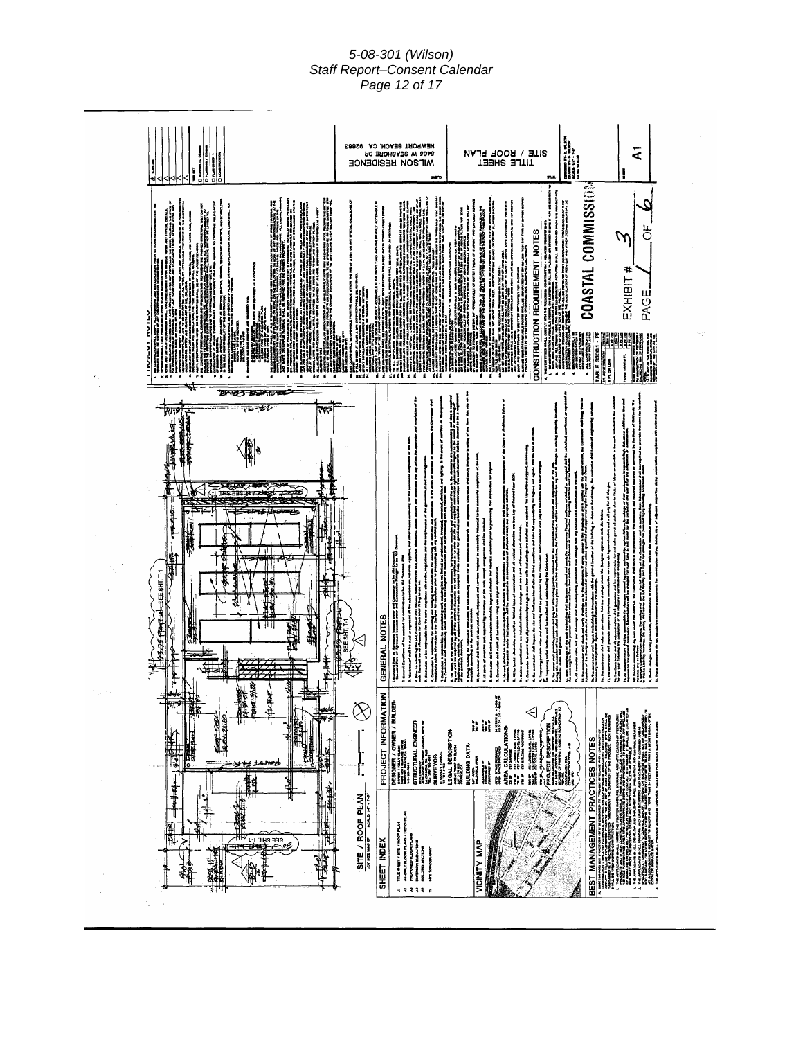## SITE / ROOF PLAN

SEE SHT. T-1

## SHEET INDEX

A1 TITLE SHEET / SITE / ROOF PLAN

## VICINITY MAP

## PROJECT INFORMATION

DESIGNER / OWNER / BUILDER:

STRUCTURAL ENGINEER:

SURVEYOR:

LEGAL DESCRIPTION:

BUILDING DATA:

AREA CALCULATIONS:

PROJECT DESCRIPTION

## GENERAL NOTES

## BEST MANAGEMENT PRACTICES NOTES

## CONSTRUCTION REQUIREMENT NOTES

TABLE 3305.1 - PF

**WILSON RESIDENCE**
6405 W SEASHORE DR
NEWPORT BEACH, CA 92663

**TITLE SHEET**
**SITE / ROOF PLAN**

A1

**COASTAL COMMISSION**

EXHIBIT # 3

PAGE 1 OF 6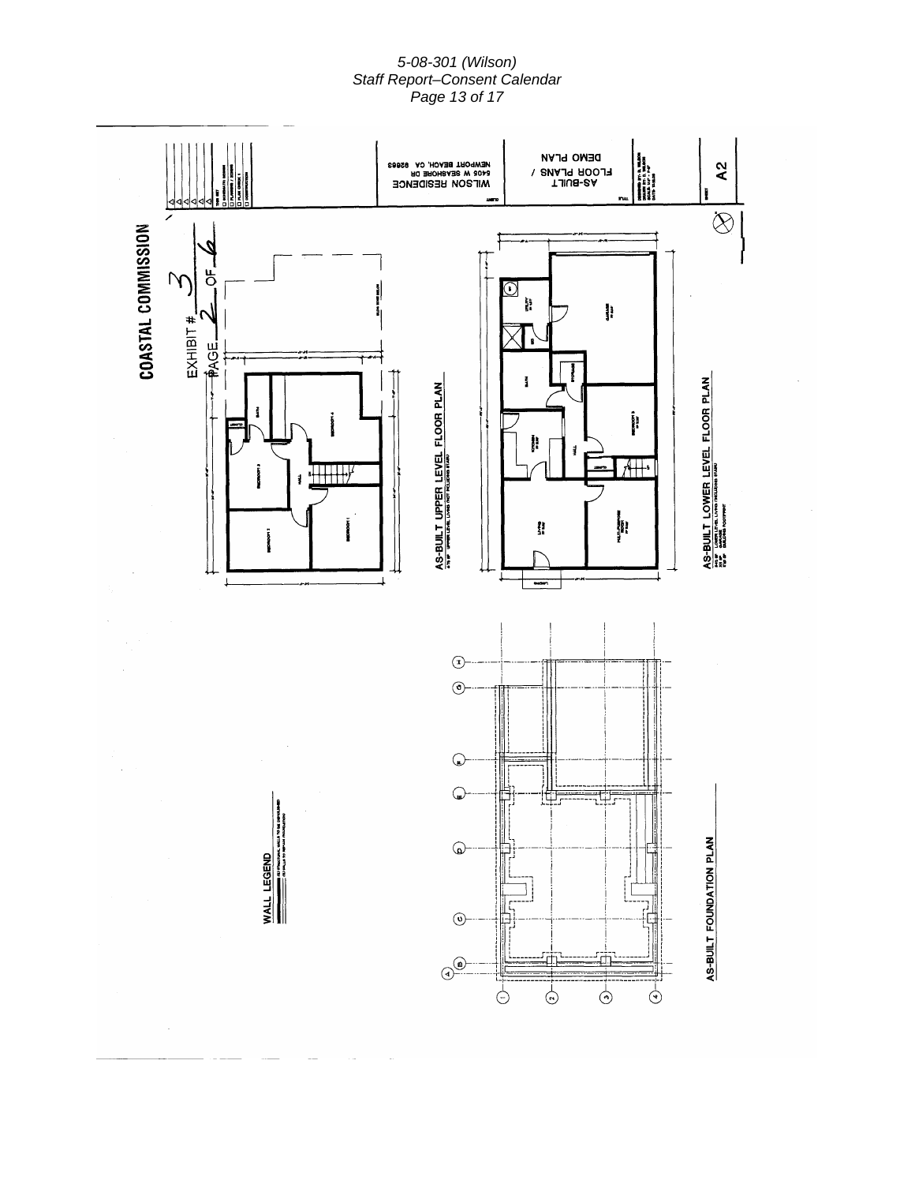COASTAL COMMISSION

EXHIBIT # 3

PAGE 2 OF 6

WILSON RESIDENCE
5405 W SEASHORE DR
NEWPORT BEACH, CA 92663

AS-BUILT
FLOOR PLANS /
DEMO PLAN

A2

AS-BUILT UPPER LEVEL FLOOR PLAN

AS-BUILT LOWER LEVEL FLOOR PLAN

WALL LEGEND

AS-BUILT FOUNDATION PLAN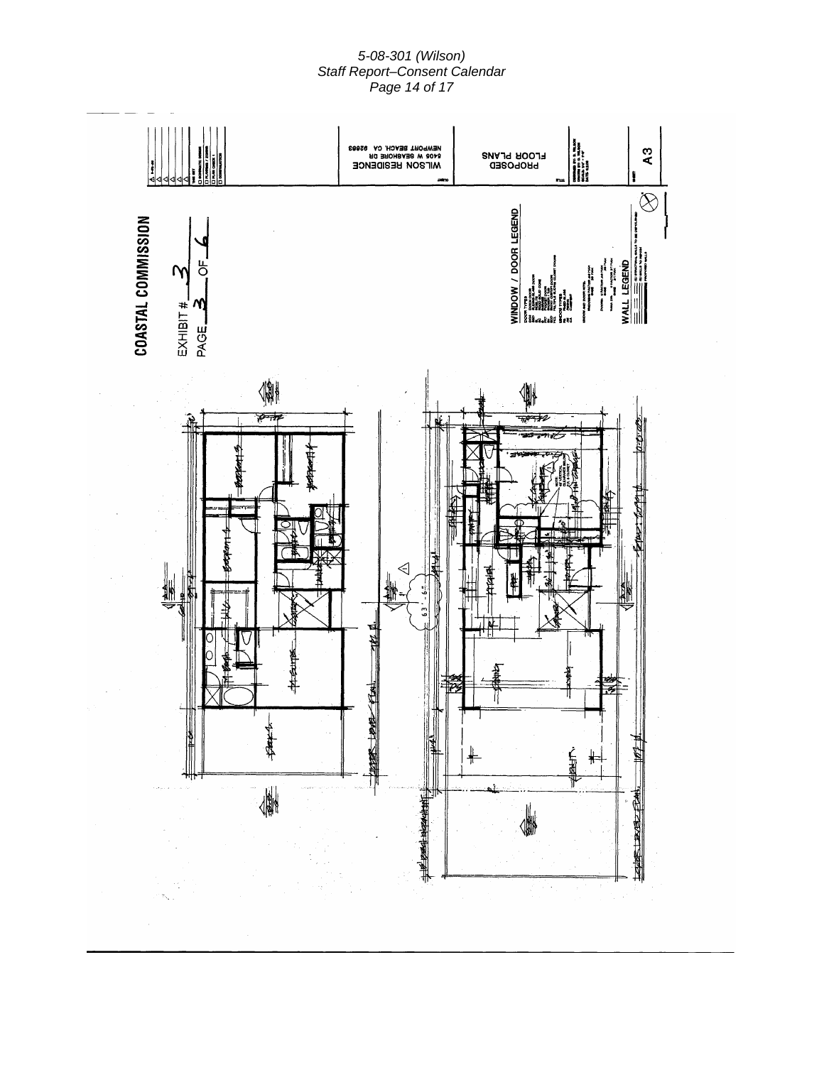COASTAL COMMISSION

EXHIBIT # 3

PAGE 3 OF 6

WILSON RESIDENCE
6405 W SEASHORE DR
NEWPORT BEACH, CA 92663

PROPOSED
FLOOR PLANS

WINDOW / DOOR LEGEND

WALL LEGEND

A3

UPPER LEVEL PLAN

LOWER LEVEL PLAN

63' - 6"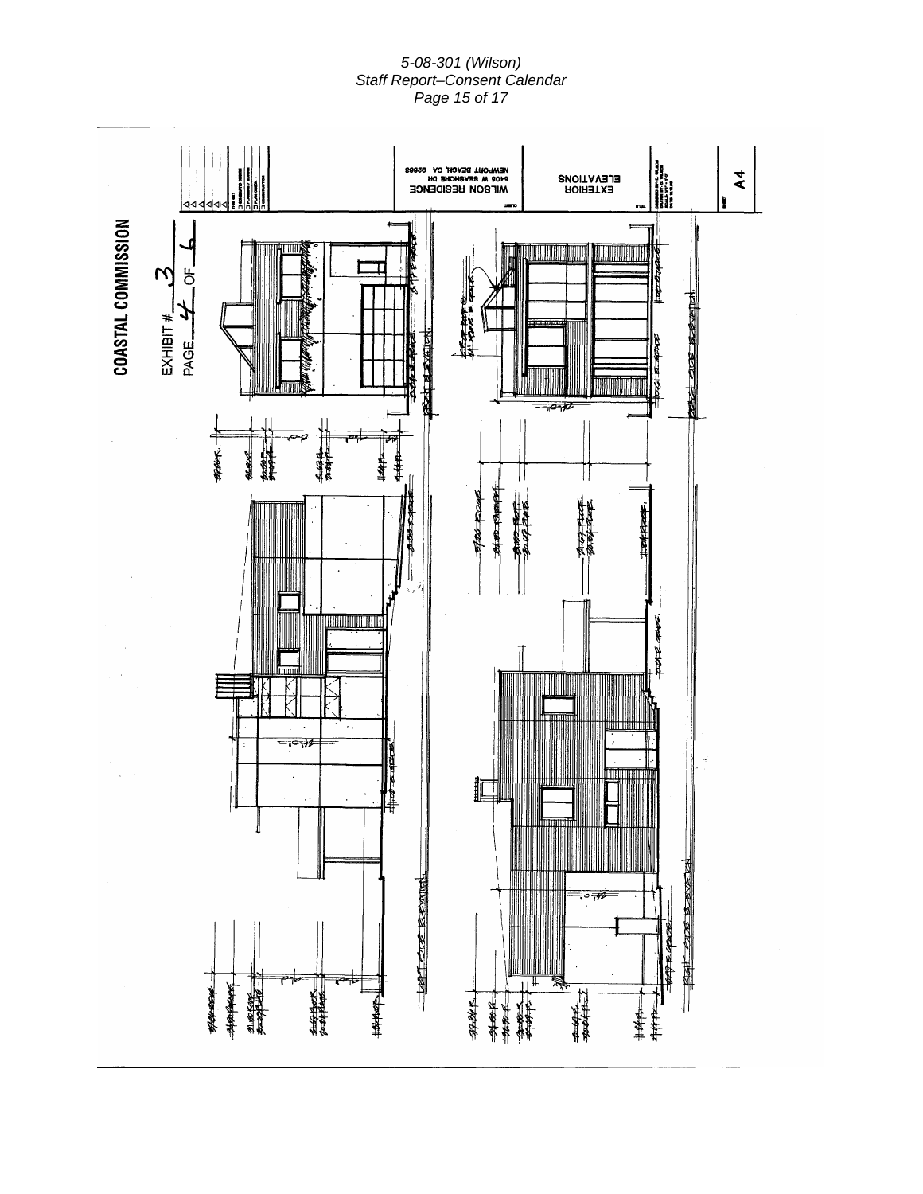COASTAL COMMISSION

EXHIBIT # 3

PAGE 4 OF 6

WILSON RESIDENCE
6408 W SEASHORE DR
NEWPORT BEACH CA 92663

EXTERIOR ELEVATIONS

A4

FRONT ELEVATION

REAR SIDE ELEVATION

LEFT SIDE ELEVATION

RIGHT SIDE ELEVATION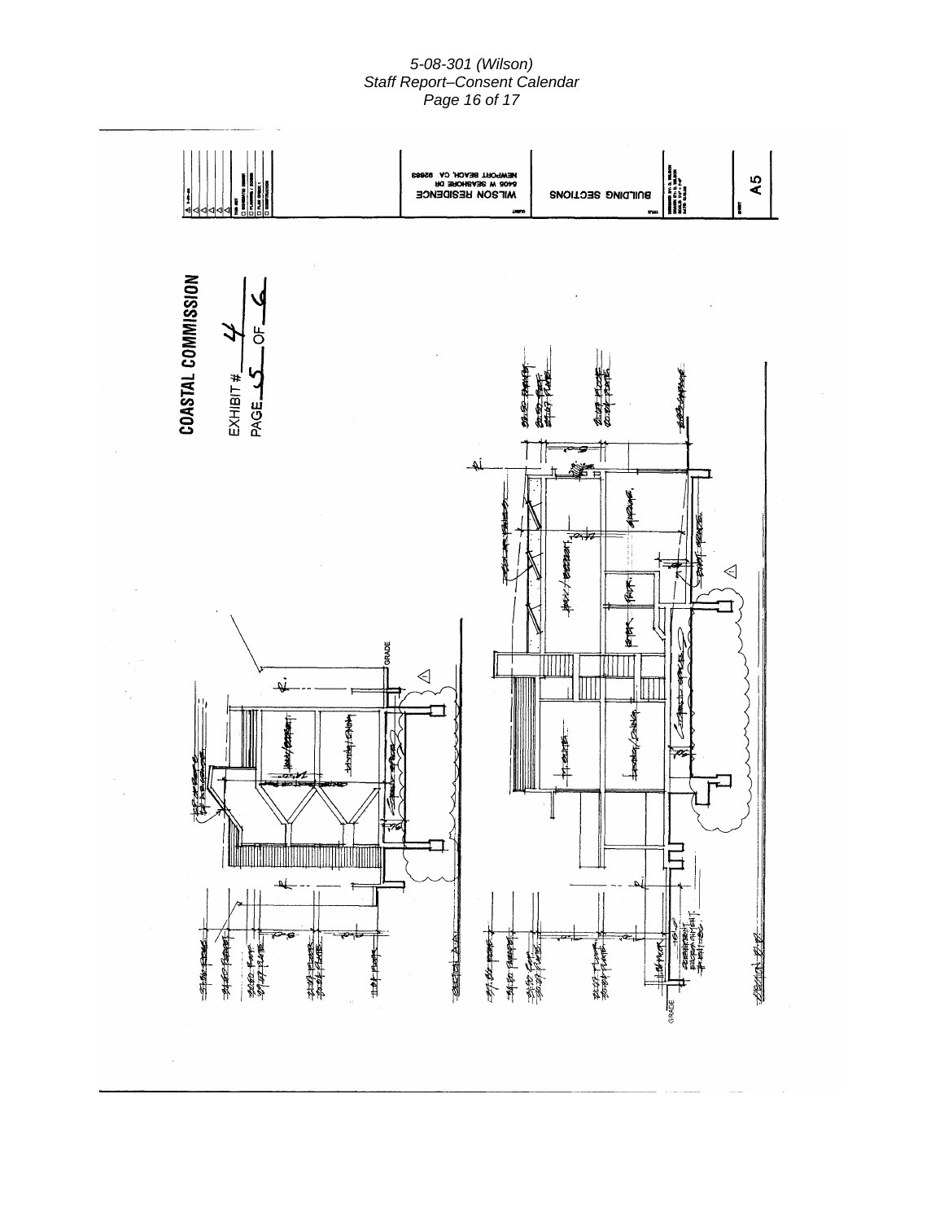COASTAL COMMISSION

EXHIBIT # 4

PAGE 5 OF 6

WILSON RESIDENCE
5406 W SEASHORE DR
NEWPORT BEACH, CA 92663

BUILDING SECTIONS

A5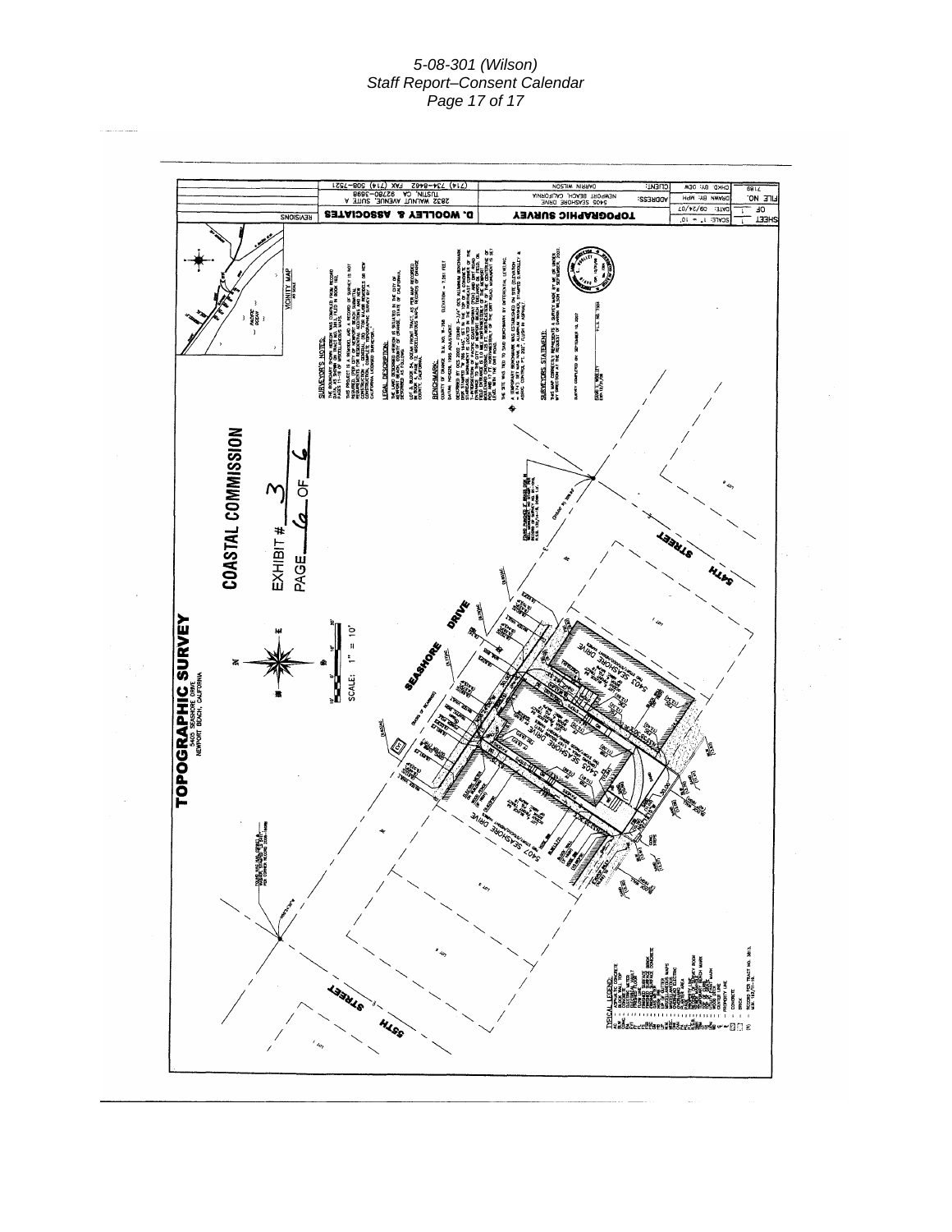# TOPOGRAPHIC SURVEY

5405 SEASHORE DRIVE
NEWPORT BEACH, CALIFORNIA

COASTAL COMMISSION

EXHIBIT # 3

PAGE 6 OF 6

SCALE: 1" = 10'

SEASHORE DRIVE

54TH STREET

55TH STREET

5403 SEASHORE DRIVE

5405 SEASHORE DRIVE

5407 SEASHORE DRIVE

SURVEYOR'S NOTES:

LEGAL DESCRIPTION:

BENCHMARK:

SURVEYOR'S STATEMENT:

VICINITY MAP

PACIFIC OCEAN

TYPICAL LEGEND:

D. WOOLLEY & ASSOCIATES

2832 WALNUT AVENUE, SUITE A
TUSTIN, CA 92780-3698
(714) 734-8462 FAX (714) 508-7521

TOPOGRAPHIC SURVEY

ADDRESS: 5405 SEASHORE DRIVE
NEWPORT BEACH, CALIFORNIA

CLIENT: DARRIN WILSON

REVISIONS

SHEET 1 OF 1

SCALE: 1" = 10'

DATE: 09/24/07

DRAWN BY: MPH

CHKD BY: DEW

FILE NO. 7189